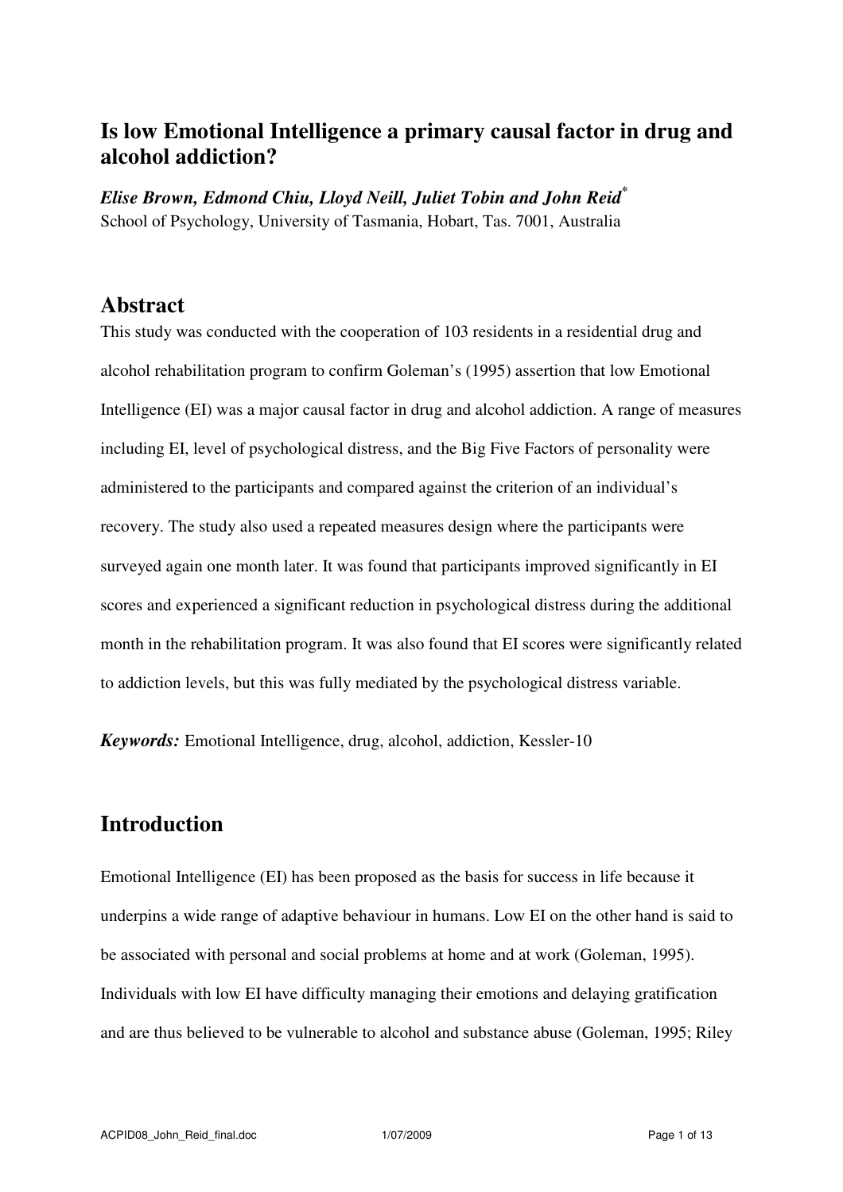# Is low Emotional Intelligence a primary causal factor in drug and alcohol addiction?

***Elise Brown, Edmond Chiu, Lloyd Neill, Juliet Tobin and John Reid****

School of Psychology, University of Tasmania, Hobart, Tas. 7001, Australia

## Abstract

This study was conducted with the cooperation of 103 residents in a residential drug and alcohol rehabilitation program to confirm Goleman's (1995) assertion that low Emotional Intelligence (EI) was a major causal factor in drug and alcohol addiction. A range of measures including EI, level of psychological distress, and the Big Five Factors of personality were administered to the participants and compared against the criterion of an individual's recovery. The study also used a repeated measures design where the participants were surveyed again one month later. It was found that participants improved significantly in EI scores and experienced a significant reduction in psychological distress during the additional month in the rehabilitation program. It was also found that EI scores were significantly related to addiction levels, but this was fully mediated by the psychological distress variable.

***Keywords:*** Emotional Intelligence, drug, alcohol, addiction, Kessler-10

## Introduction

Emotional Intelligence (EI) has been proposed as the basis for success in life because it underpins a wide range of adaptive behaviour in humans. Low EI on the other hand is said to be associated with personal and social problems at home and at work (Goleman, 1995). Individuals with low EI have difficulty managing their emotions and delaying gratification and are thus believed to be vulnerable to alcohol and substance abuse (Goleman, 1995; Riley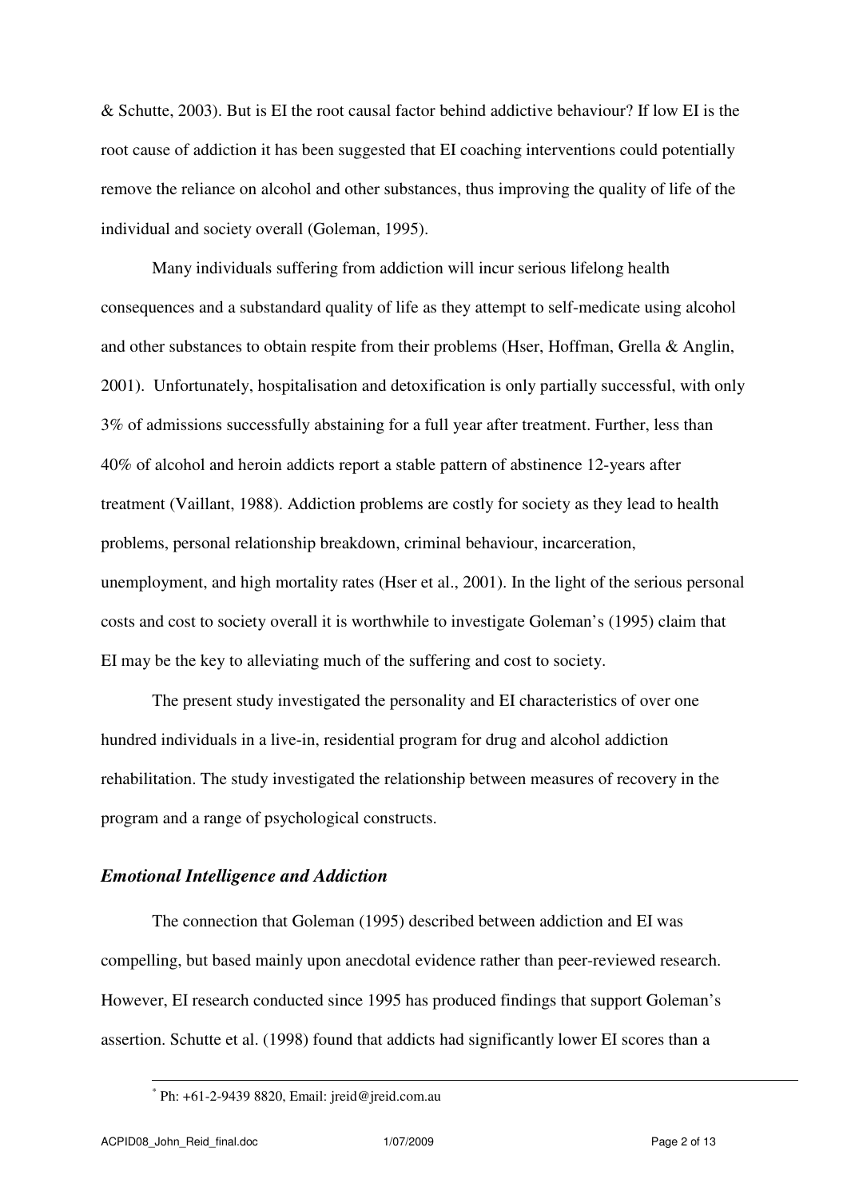& Schutte, 2003). But is EI the root causal factor behind addictive behaviour? If low EI is the root cause of addiction it has been suggested that EI coaching interventions could potentially remove the reliance on alcohol and other substances, thus improving the quality of life of the individual and society overall (Goleman, 1995).

Many individuals suffering from addiction will incur serious lifelong health consequences and a substandard quality of life as they attempt to self-medicate using alcohol and other substances to obtain respite from their problems (Hser, Hoffman, Grella & Anglin, 2001). Unfortunately, hospitalisation and detoxification is only partially successful, with only 3% of admissions successfully abstaining for a full year after treatment. Further, less than 40% of alcohol and heroin addicts report a stable pattern of abstinence 12-years after treatment (Vaillant, 1988). Addiction problems are costly for society as they lead to health problems, personal relationship breakdown, criminal behaviour, incarceration, unemployment, and high mortality rates (Hser et al., 2001). In the light of the serious personal costs and cost to society overall it is worthwhile to investigate Goleman's (1995) claim that EI may be the key to alleviating much of the suffering and cost to society.

The present study investigated the personality and EI characteristics of over one hundred individuals in a live-in, residential program for drug and alcohol addiction rehabilitation. The study investigated the relationship between measures of recovery in the program and a range of psychological constructs.

### *Emotional Intelligence and Addiction*

The connection that Goleman (1995) described between addiction and EI was compelling, but based mainly upon anecdotal evidence rather than peer-reviewed research. However, EI research conducted since 1995 has produced findings that support Goleman's assertion. Schutte et al. (1998) found that addicts had significantly lower EI scores than a

---

* Ph: +61-2-9439 8820, Email: jreid@jreid.com.au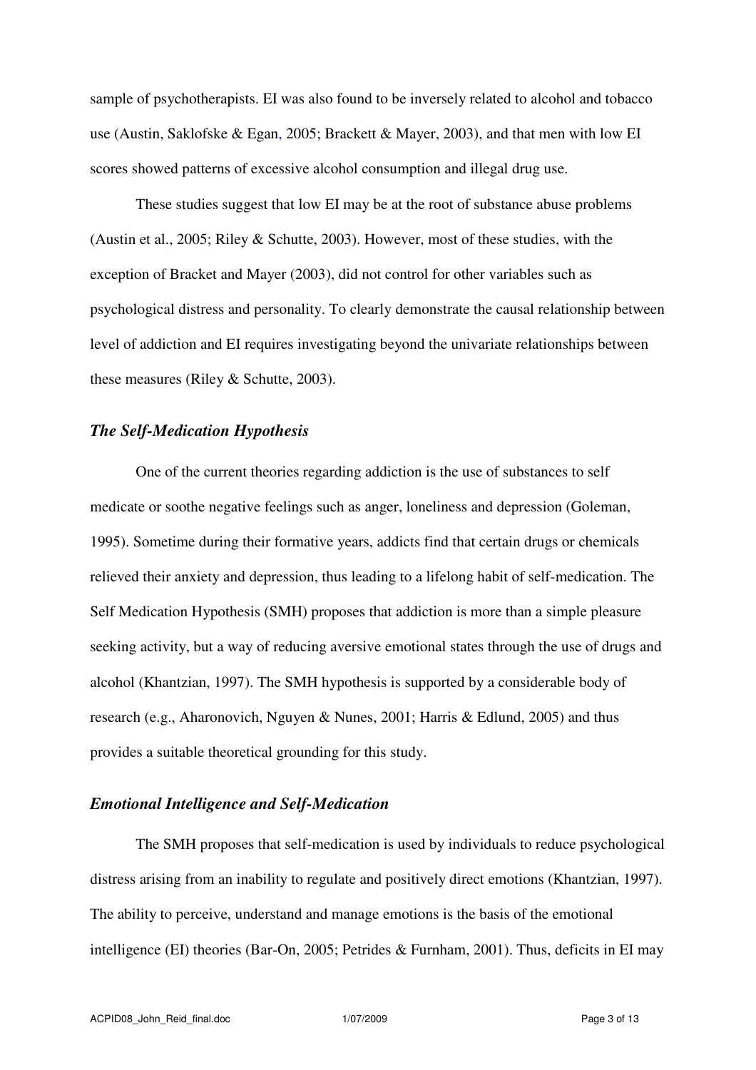sample of psychotherapists. EI was also found to be inversely related to alcohol and tobacco use (Austin, Saklofske & Egan, 2005; Brackett & Mayer, 2003), and that men with low EI scores showed patterns of excessive alcohol consumption and illegal drug use.

These studies suggest that low EI may be at the root of substance abuse problems (Austin et al., 2005; Riley & Schutte, 2003). However, most of these studies, with the exception of Bracket and Mayer (2003), did not control for other variables such as psychological distress and personality. To clearly demonstrate the causal relationship between level of addiction and EI requires investigating beyond the univariate relationships between these measures (Riley & Schutte, 2003).

### *The Self-Medication Hypothesis*

One of the current theories regarding addiction is the use of substances to self medicate or soothe negative feelings such as anger, loneliness and depression (Goleman, 1995). Sometime during their formative years, addicts find that certain drugs or chemicals relieved their anxiety and depression, thus leading to a lifelong habit of self-medication. The Self Medication Hypothesis (SMH) proposes that addiction is more than a simple pleasure seeking activity, but a way of reducing aversive emotional states through the use of drugs and alcohol (Khantzian, 1997). The SMH hypothesis is supported by a considerable body of research (e.g., Aharonovich, Nguyen & Nunes, 2001; Harris & Edlund, 2005) and thus provides a suitable theoretical grounding for this study.

### *Emotional Intelligence and Self-Medication*

The SMH proposes that self-medication is used by individuals to reduce psychological distress arising from an inability to regulate and positively direct emotions (Khantzian, 1997). The ability to perceive, understand and manage emotions is the basis of the emotional intelligence (EI) theories (Bar-On, 2005; Petrides & Furnham, 2001). Thus, deficits in EI may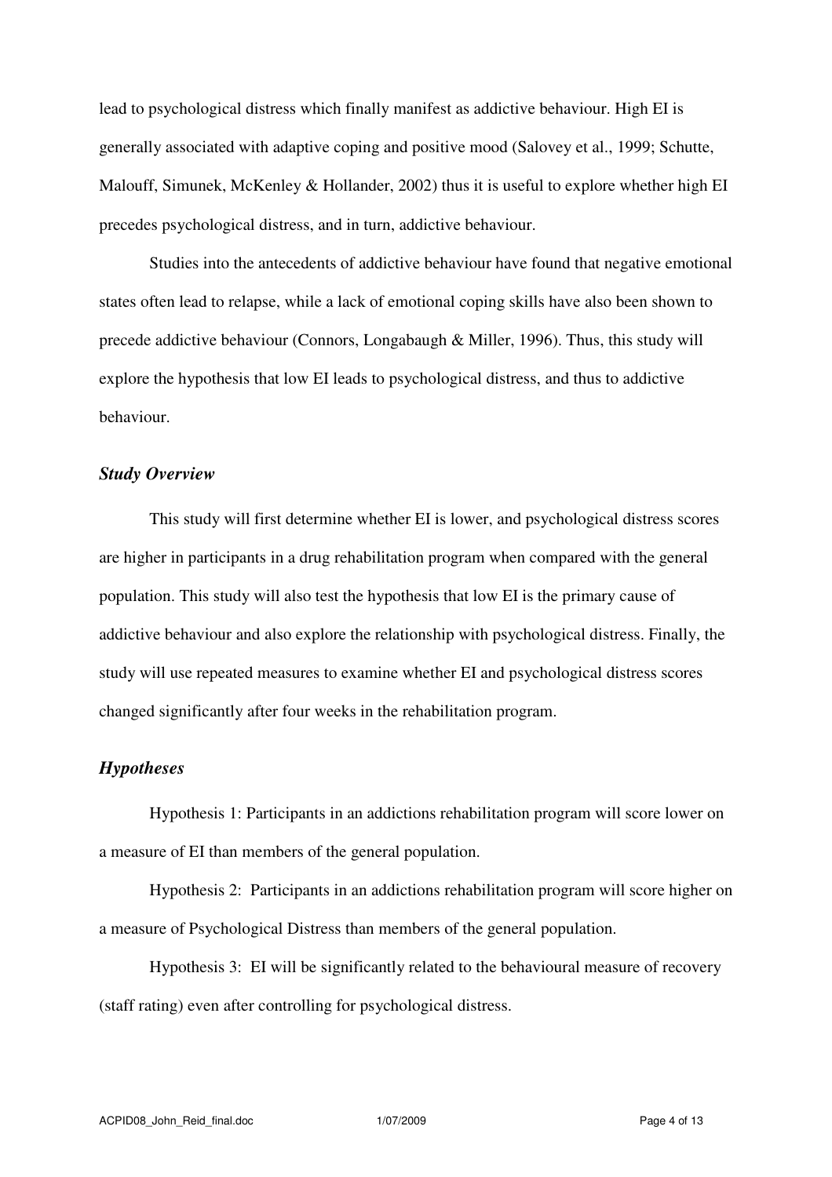lead to psychological distress which finally manifest as addictive behaviour. High EI is generally associated with adaptive coping and positive mood (Salovey et al., 1999; Schutte, Malouff, Simunek, McKenley & Hollander, 2002) thus it is useful to explore whether high EI precedes psychological distress, and in turn, addictive behaviour.

Studies into the antecedents of addictive behaviour have found that negative emotional states often lead to relapse, while a lack of emotional coping skills have also been shown to precede addictive behaviour (Connors, Longabaugh & Miller, 1996). Thus, this study will explore the hypothesis that low EI leads to psychological distress, and thus to addictive behaviour.

### *Study Overview*

This study will first determine whether EI is lower, and psychological distress scores are higher in participants in a drug rehabilitation program when compared with the general population. This study will also test the hypothesis that low EI is the primary cause of addictive behaviour and also explore the relationship with psychological distress. Finally, the study will use repeated measures to examine whether EI and psychological distress scores changed significantly after four weeks in the rehabilitation program.

### *Hypotheses*

Hypothesis 1: Participants in an addictions rehabilitation program will score lower on a measure of EI than members of the general population.

Hypothesis 2: Participants in an addictions rehabilitation program will score higher on a measure of Psychological Distress than members of the general population.

Hypothesis 3: EI will be significantly related to the behavioural measure of recovery (staff rating) even after controlling for psychological distress.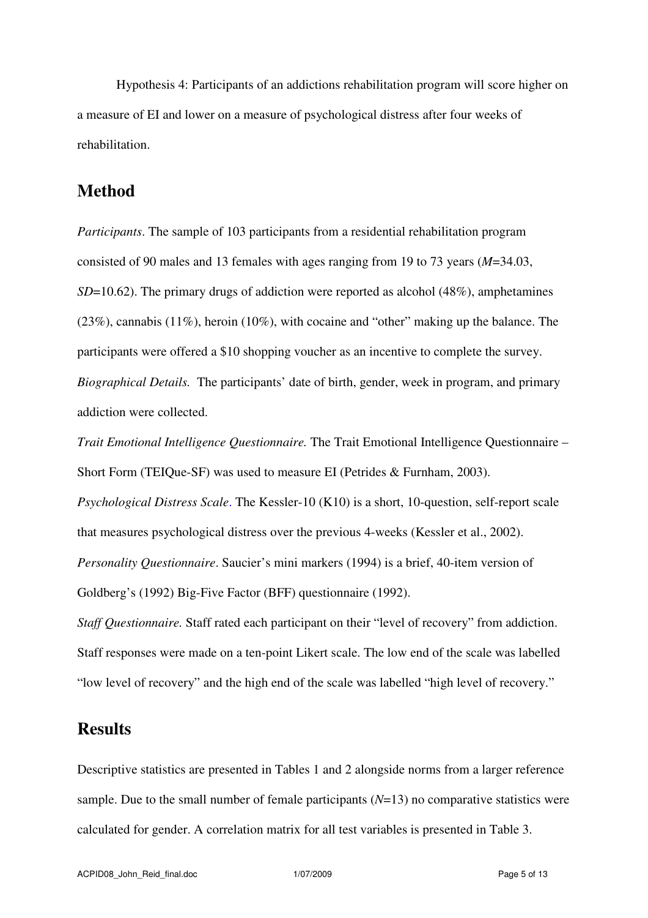Hypothesis 4: Participants of an addictions rehabilitation program will score higher on a measure of EI and lower on a measure of psychological distress after four weeks of rehabilitation.

## Method

*Participants*. The sample of 103 participants from a residential rehabilitation program consisted of 90 males and 13 females with ages ranging from 19 to 73 years ($M$=34.03, $SD$=10.62). The primary drugs of addiction were reported as alcohol (48%), amphetamines (23%), cannabis (11%), heroin (10%), with cocaine and "other" making up the balance. The participants were offered a $10 shopping voucher as an incentive to complete the survey.

*Biographical Details.* The participants' date of birth, gender, week in program, and primary addiction were collected.

*Trait Emotional Intelligence Questionnaire.* The Trait Emotional Intelligence Questionnaire – Short Form (TEIQue-SF) was used to measure EI (Petrides & Furnham, 2003).

*Psychological Distress Scale*. The Kessler-10 (K10) is a short, 10-question, self-report scale that measures psychological distress over the previous 4-weeks (Kessler et al., 2002).

*Personality Questionnaire*. Saucier's mini markers (1994) is a brief, 40-item version of Goldberg's (1992) Big-Five Factor (BFF) questionnaire (1992).

*Staff Questionnaire.* Staff rated each participant on their "level of recovery" from addiction. Staff responses were made on a ten-point Likert scale. The low end of the scale was labelled "low level of recovery" and the high end of the scale was labelled "high level of recovery."

## Results

Descriptive statistics are presented in Tables 1 and 2 alongside norms from a larger reference sample. Due to the small number of female participants ($N$=13) no comparative statistics were calculated for gender. A correlation matrix for all test variables is presented in Table 3.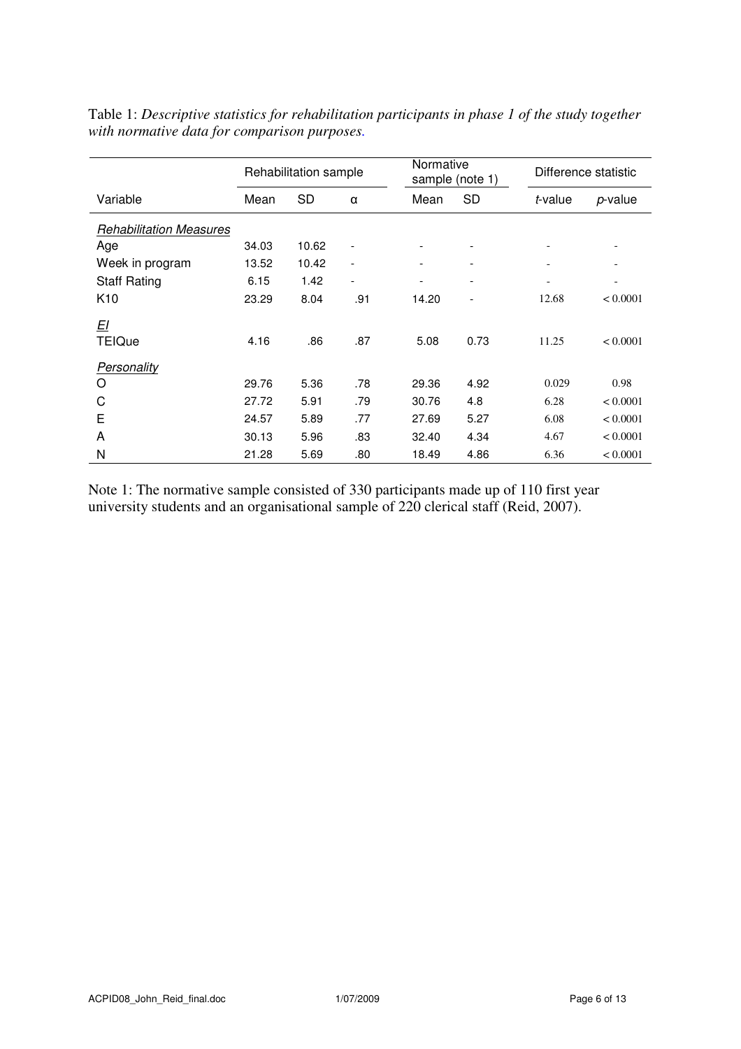Table 1: *Descriptive statistics for rehabilitation participants in phase 1 of the study together with normative data for comparison purposes.*

| | Rehabilitation sample | | | Normative sample (note 1) | | Difference statistic | |
|---|---|---|---|---|---|---|---|
| Variable | Mean | SD | α | Mean | SD | *t*-value | *p*-value |
| *Rehabilitation Measures* | | | | | | | |
| Age | 34.03 | 10.62 | - | - | - | - | - |
| Week in program | 13.52 | 10.42 | - | - | - | - | - |
| Staff Rating | 6.15 | 1.42 | - | - | - | - | - |
| K10 | 23.29 | 8.04 | .91 | 14.20 | - | 12.68 | < 0.0001 |
| *EI* | | | | | | | |
| TEIQue | 4.16 | .86 | .87 | 5.08 | 0.73 | 11.25 | < 0.0001 |
| *Personality* | | | | | | | |
| O | 29.76 | 5.36 | .78 | 29.36 | 4.92 | 0.029 | 0.98 |
| C | 27.72 | 5.91 | .79 | 30.76 | 4.8 | 6.28 | < 0.0001 |
| E | 24.57 | 5.89 | .77 | 27.69 | 5.27 | 6.08 | < 0.0001 |
| A | 30.13 | 5.96 | .83 | 32.40 | 4.34 | 4.67 | < 0.0001 |
| N | 21.28 | 5.69 | .80 | 18.49 | 4.86 | 6.36 | < 0.0001 |

Note 1: The normative sample consisted of 330 participants made up of 110 first year university students and an organisational sample of 220 clerical staff (Reid, 2007).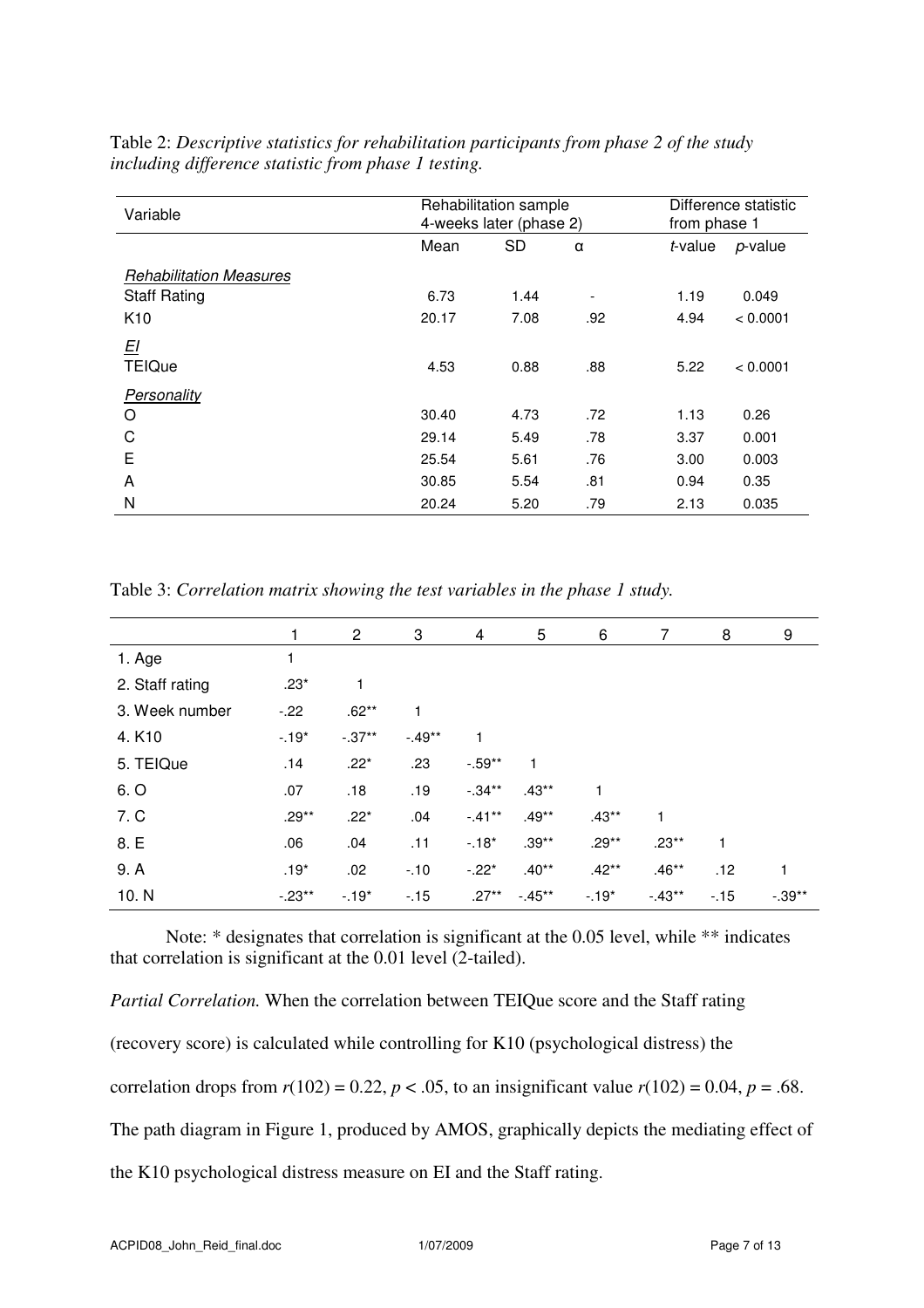Table 2: *Descriptive statistics for rehabilitation participants from phase 2 of the study including difference statistic from phase 1 testing.*

| Variable | Rehabilitation sample 4-weeks later (phase 2) | | | Difference statistic from phase 1 | |
|---|---|---|---|---|---|
| | Mean | SD | α | *t*-value | *p*-value |
| *Rehabilitation Measures* | | | | | |
| Staff Rating | 6.73 | 1.44 | - | 1.19 | 0.049 |
| K10 | 20.17 | 7.08 | .92 | 4.94 | < 0.0001 |
| *EI* | | | | | |
| TEIQue | 4.53 | 0.88 | .88 | 5.22 | < 0.0001 |
| *Personality* | | | | | |
| O | 30.40 | 4.73 | .72 | 1.13 | 0.26 |
| C | 29.14 | 5.49 | .78 | 3.37 | 0.001 |
| E | 25.54 | 5.61 | .76 | 3.00 | 0.003 |
| A | 30.85 | 5.54 | .81 | 0.94 | 0.35 |
| N | 20.24 | 5.20 | .79 | 2.13 | 0.035 |

Table 3: *Correlation matrix showing the test variables in the phase 1 study.*

| | 1 | 2 | 3 | 4 | 5 | 6 | 7 | 8 | 9 |
|---|---|---|---|---|---|---|---|---|---|
| 1. Age | 1 | | | | | | | | |
| 2. Staff rating | .23* | 1 | | | | | | | |
| 3. Week number | -.22 | .62** | 1 | | | | | | |
| 4. K10 | -.19* | -.37** | -.49** | 1 | | | | | |
| 5. TEIQue | .14 | .22* | .23 | -.59** | 1 | | | | |
| 6. O | .07 | .18 | .19 | -.34** | .43** | 1 | | | |
| 7. C | .29** | .22* | .04 | -.41** | .49** | .43** | 1 | | |
| 8. E | .06 | .04 | .11 | -.18* | .39** | .29** | .23** | 1 | |
| 9. A | .19* | .02 | -.10 | -.22* | .40** | .42** | .46** | .12 | 1 |
| 10. N | -.23** | -.19* | -.15 | .27** | -.45** | -.19* | -.43** | -.15 | -.39** |

Note: * designates that correlation is significant at the 0.05 level, while ** indicates that correlation is significant at the 0.01 level (2-tailed).

*Partial Correlation.* When the correlation between TEIQue score and the Staff rating (recovery score) is calculated while controlling for K10 (psychological distress) the correlation drops from $r(102) = 0.22$, $p < .05$, to an insignificant value $r(102) = 0.04$, $p = .68$. The path diagram in Figure 1, produced by AMOS, graphically depicts the mediating effect of the K10 psychological distress measure on EI and the Staff rating.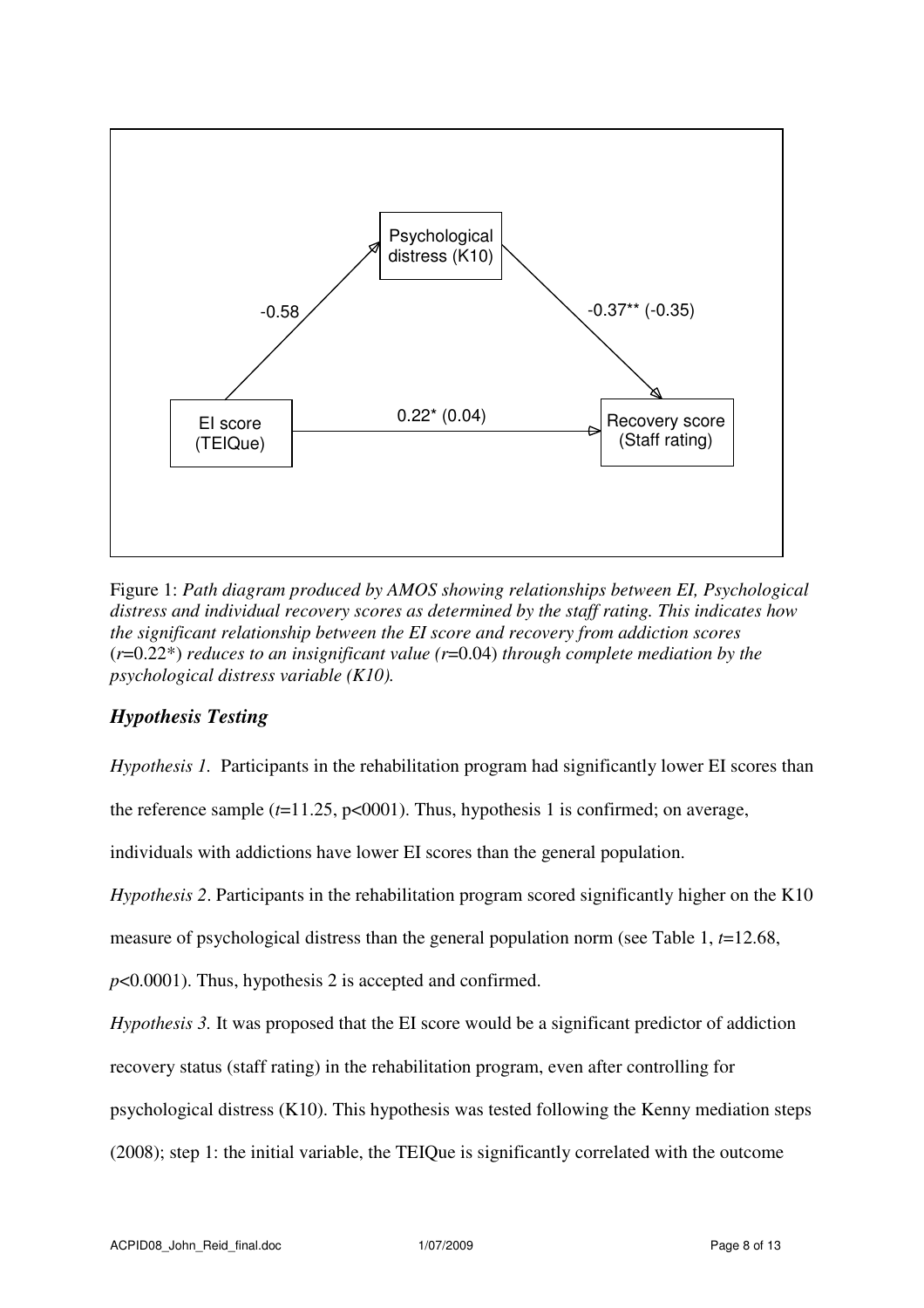Psychological distress (K10)

-0.58

-0.37** (-0.35)

EI score (TEIQue)

0.22* (0.04)

Recovery score (Staff rating)

Figure 1: *Path diagram produced by AMOS showing relationships between EI, Psychological distress and individual recovery scores as determined by the staff rating. This indicates how the significant relationship between the EI score and recovery from addiction scores* ($r$=0.22*) *reduces to an insignificant value* ($r$=0.04) *through complete mediation by the psychological distress variable (K10).*

### *Hypothesis Testing*

*Hypothesis 1.* Participants in the rehabilitation program had significantly lower EI scores than the reference sample ($t$=11.25, p<0001). Thus, hypothesis 1 is confirmed; on average, individuals with addictions have lower EI scores than the general population.

*Hypothesis 2*. Participants in the rehabilitation program scored significantly higher on the K10 measure of psychological distress than the general population norm (see Table 1, $t$=12.68, $p$<0.0001). Thus, hypothesis 2 is accepted and confirmed.

*Hypothesis 3.* It was proposed that the EI score would be a significant predictor of addiction recovery status (staff rating) in the rehabilitation program, even after controlling for psychological distress (K10). This hypothesis was tested following the Kenny mediation steps (2008); step 1: the initial variable, the TEIQue is significantly correlated with the outcome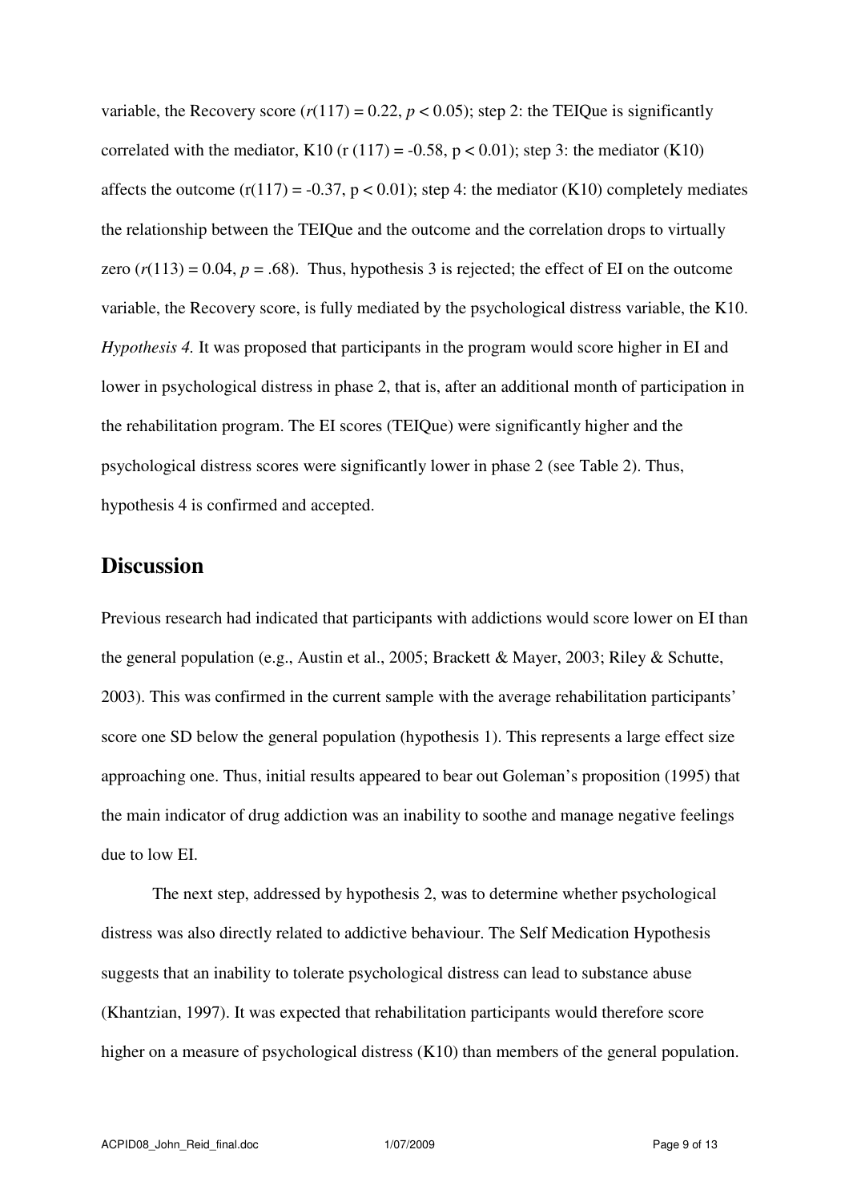variable, the Recovery score ($r(117) = 0.22$, $p < 0.05$); step 2: the TEIQue is significantly correlated with the mediator, K10 ($r(117) = -0.58$, $p < 0.01$); step 3: the mediator (K10) affects the outcome ($r(117) = -0.37$, $p < 0.01$); step 4: the mediator (K10) completely mediates the relationship between the TEIQue and the outcome and the correlation drops to virtually zero ($r(113) = 0.04$, $p = .68$). Thus, hypothesis 3 is rejected; the effect of EI on the outcome variable, the Recovery score, is fully mediated by the psychological distress variable, the K10.

*Hypothesis 4.* It was proposed that participants in the program would score higher in EI and lower in psychological distress in phase 2, that is, after an additional month of participation in the rehabilitation program. The EI scores (TEIQue) were significantly higher and the psychological distress scores were significantly lower in phase 2 (see Table 2). Thus, hypothesis 4 is confirmed and accepted.

## Discussion

Previous research had indicated that participants with addictions would score lower on EI than the general population (e.g., Austin et al., 2005; Brackett & Mayer, 2003; Riley & Schutte, 2003). This was confirmed in the current sample with the average rehabilitation participants' score one SD below the general population (hypothesis 1). This represents a large effect size approaching one. Thus, initial results appeared to bear out Goleman's proposition (1995) that the main indicator of drug addiction was an inability to soothe and manage negative feelings due to low EI.

The next step, addressed by hypothesis 2, was to determine whether psychological distress was also directly related to addictive behaviour. The Self Medication Hypothesis suggests that an inability to tolerate psychological distress can lead to substance abuse (Khantzian, 1997). It was expected that rehabilitation participants would therefore score higher on a measure of psychological distress (K10) than members of the general population.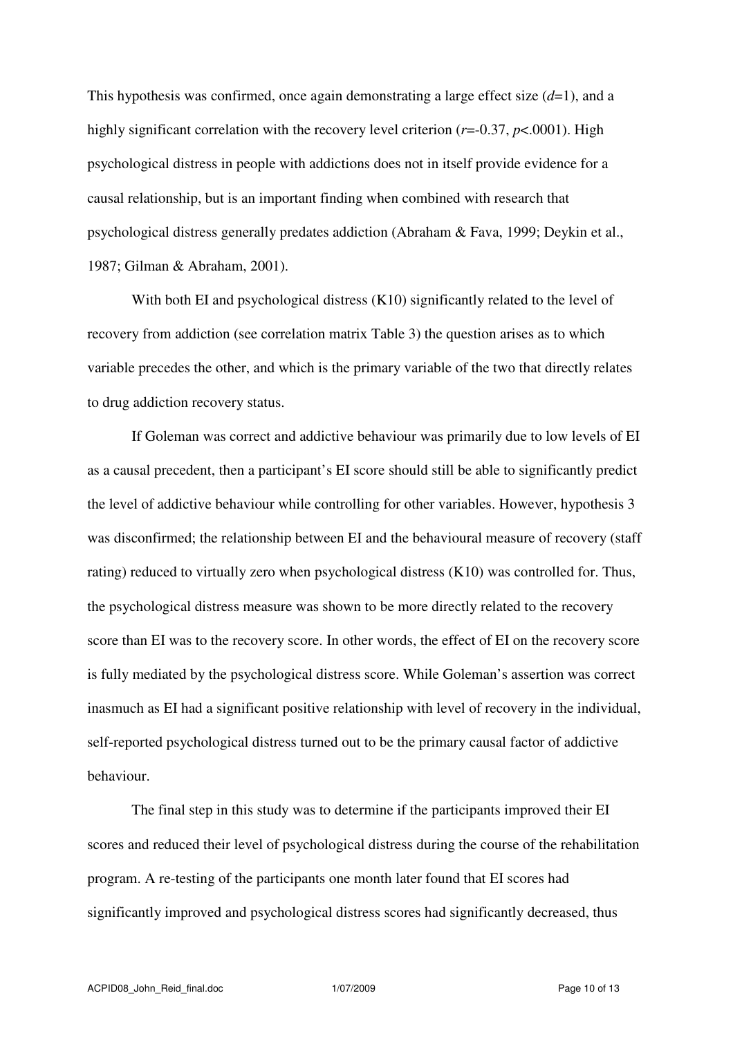This hypothesis was confirmed, once again demonstrating a large effect size ($d$=1), and a highly significant correlation with the recovery level criterion ($r$=-0.37, $p$<.0001). High psychological distress in people with addictions does not in itself provide evidence for a causal relationship, but is an important finding when combined with research that psychological distress generally predates addiction (Abraham & Fava, 1999; Deykin et al., 1987; Gilman & Abraham, 2001).

With both EI and psychological distress (K10) significantly related to the level of recovery from addiction (see correlation matrix Table 3) the question arises as to which variable precedes the other, and which is the primary variable of the two that directly relates to drug addiction recovery status.

If Goleman was correct and addictive behaviour was primarily due to low levels of EI as a causal precedent, then a participant's EI score should still be able to significantly predict the level of addictive behaviour while controlling for other variables. However, hypothesis 3 was disconfirmed; the relationship between EI and the behavioural measure of recovery (staff rating) reduced to virtually zero when psychological distress (K10) was controlled for. Thus, the psychological distress measure was shown to be more directly related to the recovery score than EI was to the recovery score. In other words, the effect of EI on the recovery score is fully mediated by the psychological distress score. While Goleman's assertion was correct inasmuch as EI had a significant positive relationship with level of recovery in the individual, self-reported psychological distress turned out to be the primary causal factor of addictive behaviour.

The final step in this study was to determine if the participants improved their EI scores and reduced their level of psychological distress during the course of the rehabilitation program. A re-testing of the participants one month later found that EI scores had significantly improved and psychological distress scores had significantly decreased, thus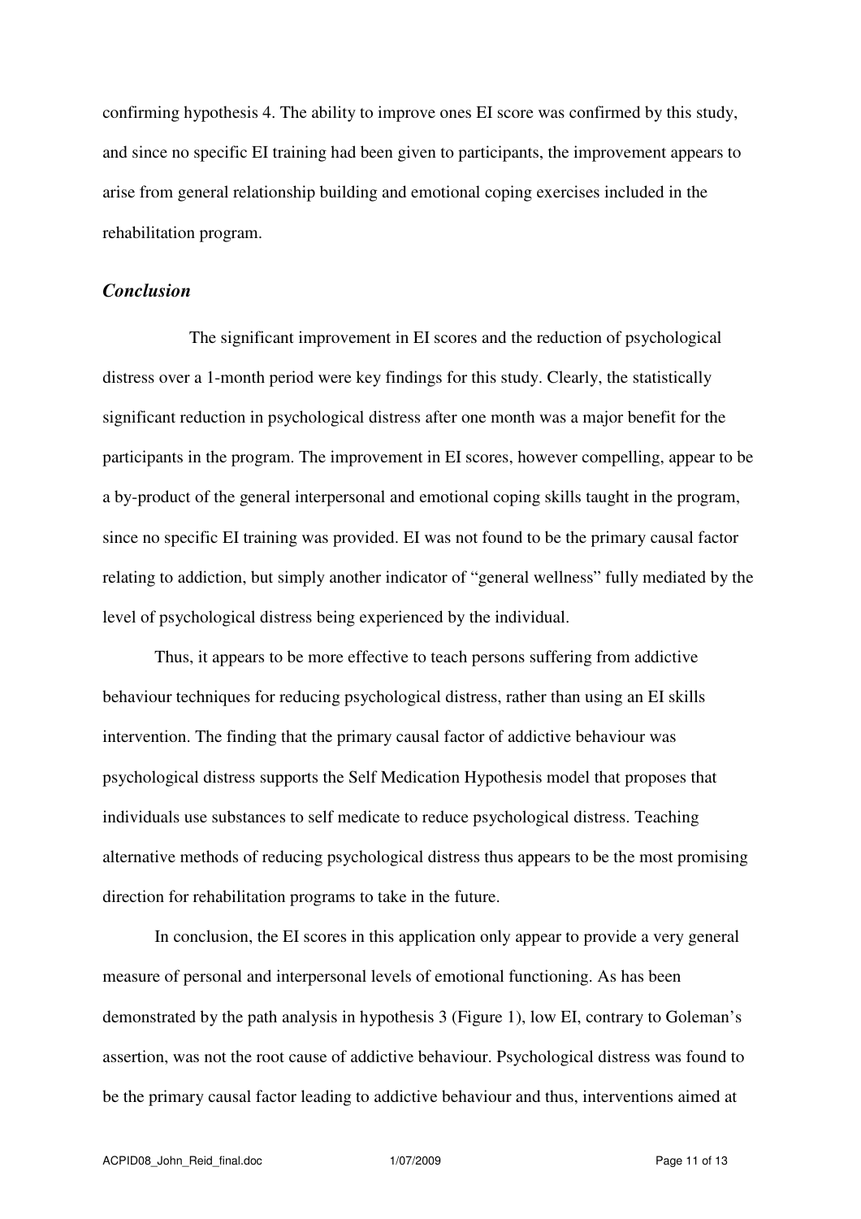confirming hypothesis 4. The ability to improve ones EI score was confirmed by this study, and since no specific EI training had been given to participants, the improvement appears to arise from general relationship building and emotional coping exercises included in the rehabilitation program.

### ***Conclusion***

The significant improvement in EI scores and the reduction of psychological distress over a 1-month period were key findings for this study. Clearly, the statistically significant reduction in psychological distress after one month was a major benefit for the participants in the program. The improvement in EI scores, however compelling, appear to be a by-product of the general interpersonal and emotional coping skills taught in the program, since no specific EI training was provided. EI was not found to be the primary causal factor relating to addiction, but simply another indicator of "general wellness" fully mediated by the level of psychological distress being experienced by the individual.

Thus, it appears to be more effective to teach persons suffering from addictive behaviour techniques for reducing psychological distress, rather than using an EI skills intervention. The finding that the primary causal factor of addictive behaviour was psychological distress supports the Self Medication Hypothesis model that proposes that individuals use substances to self medicate to reduce psychological distress. Teaching alternative methods of reducing psychological distress thus appears to be the most promising direction for rehabilitation programs to take in the future.

In conclusion, the EI scores in this application only appear to provide a very general measure of personal and interpersonal levels of emotional functioning. As has been demonstrated by the path analysis in hypothesis 3 (Figure 1), low EI, contrary to Goleman's assertion, was not the root cause of addictive behaviour. Psychological distress was found to be the primary causal factor leading to addictive behaviour and thus, interventions aimed at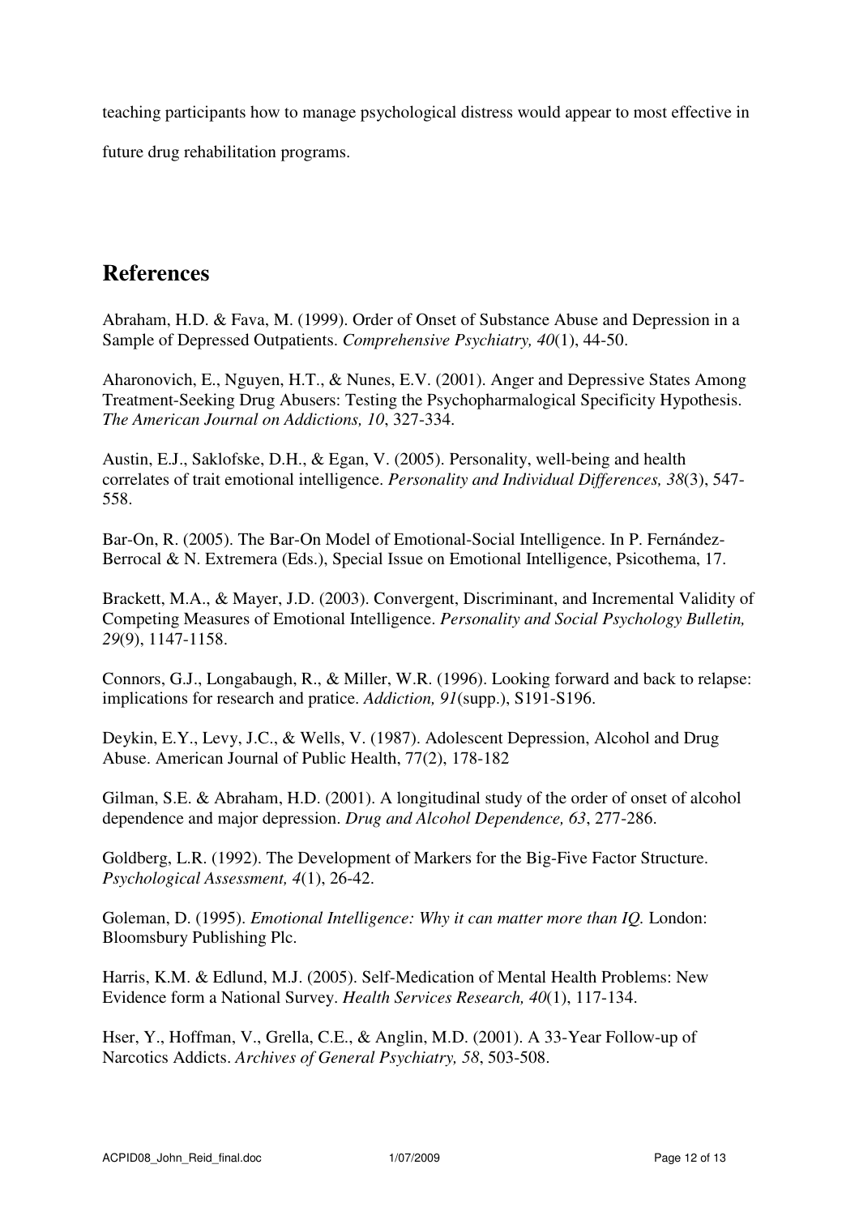teaching participants how to manage psychological distress would appear to most effective in future drug rehabilitation programs.

## References

Abraham, H.D. & Fava, M. (1999). Order of Onset of Substance Abuse and Depression in a Sample of Depressed Outpatients. *Comprehensive Psychiatry, 40*(1), 44-50.

Aharonovich, E., Nguyen, H.T., & Nunes, E.V. (2001). Anger and Depressive States Among Treatment-Seeking Drug Abusers: Testing the Psychopharmalogical Specificity Hypothesis. *The American Journal on Addictions, 10*, 327-334.

Austin, E.J., Saklofske, D.H., & Egan, V. (2005). Personality, well-being and health correlates of trait emotional intelligence. *Personality and Individual Differences, 38*(3), 547-558.

Bar-On, R. (2005). The Bar-On Model of Emotional-Social Intelligence. In P. Fernández-Berrocal & N. Extremera (Eds.), Special Issue on Emotional Intelligence, Psicothema, 17.

Brackett, M.A., & Mayer, J.D. (2003). Convergent, Discriminant, and Incremental Validity of Competing Measures of Emotional Intelligence. *Personality and Social Psychology Bulletin, 29*(9), 1147-1158.

Connors, G.J., Longabaugh, R., & Miller, W.R. (1996). Looking forward and back to relapse: implications for research and pratice. *Addiction, 91*(supp.), S191-S196.

Deykin, E.Y., Levy, J.C., & Wells, V. (1987). Adolescent Depression, Alcohol and Drug Abuse. American Journal of Public Health, 77(2), 178-182

Gilman, S.E. & Abraham, H.D. (2001). A longitudinal study of the order of onset of alcohol dependence and major depression. *Drug and Alcohol Dependence, 63*, 277-286.

Goldberg, L.R. (1992). The Development of Markers for the Big-Five Factor Structure. *Psychological Assessment, 4*(1), 26-42.

Goleman, D. (1995). *Emotional Intelligence: Why it can matter more than IQ.* London: Bloomsbury Publishing Plc.

Harris, K.M. & Edlund, M.J. (2005). Self-Medication of Mental Health Problems: New Evidence form a National Survey. *Health Services Research, 40*(1), 117-134.

Hser, Y., Hoffman, V., Grella, C.E., & Anglin, M.D. (2001). A 33-Year Follow-up of Narcotics Addicts. *Archives of General Psychiatry, 58*, 503-508.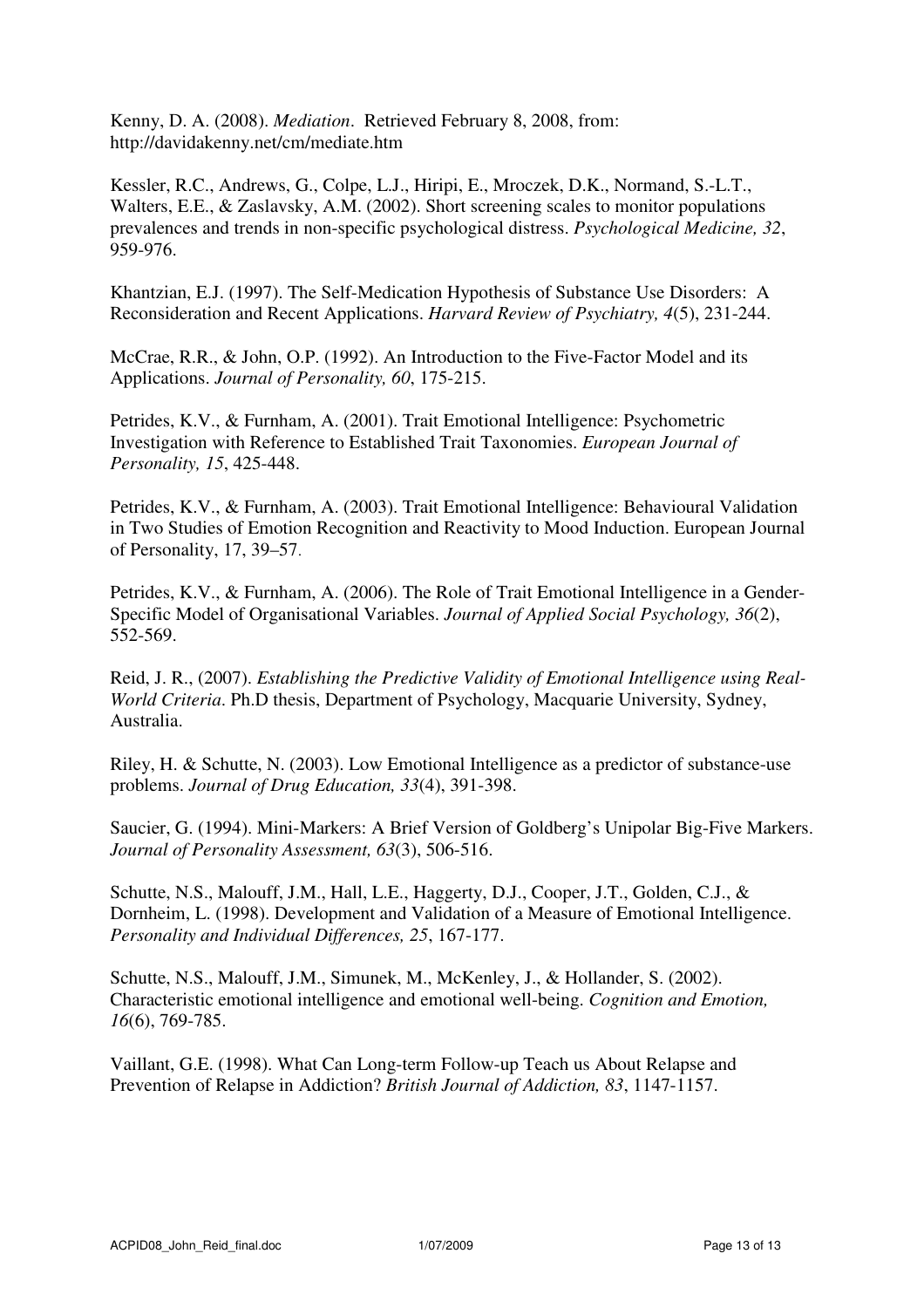Kenny, D. A. (2008). *Mediation*. Retrieved February 8, 2008, from: http://davidakenny.net/cm/mediate.htm

Kessler, R.C., Andrews, G., Colpe, L.J., Hiripi, E., Mroczek, D.K., Normand, S.-L.T., Walters, E.E., & Zaslavsky, A.M. (2002). Short screening scales to monitor populations prevalences and trends in non-specific psychological distress. *Psychological Medicine, 32*, 959-976.

Khantzian, E.J. (1997). The Self-Medication Hypothesis of Substance Use Disorders: A Reconsideration and Recent Applications. *Harvard Review of Psychiatry, 4*(5), 231-244.

McCrae, R.R., & John, O.P. (1992). An Introduction to the Five-Factor Model and its Applications. *Journal of Personality, 60*, 175-215.

Petrides, K.V., & Furnham, A. (2001). Trait Emotional Intelligence: Psychometric Investigation with Reference to Established Trait Taxonomies. *European Journal of Personality, 15*, 425-448.

Petrides, K.V., & Furnham, A. (2003). Trait Emotional Intelligence: Behavioural Validation in Two Studies of Emotion Recognition and Reactivity to Mood Induction. European Journal of Personality, 17, 39–57.

Petrides, K.V., & Furnham, A. (2006). The Role of Trait Emotional Intelligence in a Gender-Specific Model of Organisational Variables. *Journal of Applied Social Psychology, 36*(2), 552-569.

Reid, J. R., (2007). *Establishing the Predictive Validity of Emotional Intelligence using Real-World Criteria*. Ph.D thesis, Department of Psychology, Macquarie University, Sydney, Australia.

Riley, H. & Schutte, N. (2003). Low Emotional Intelligence as a predictor of substance-use problems. *Journal of Drug Education, 33*(4), 391-398.

Saucier, G. (1994). Mini-Markers: A Brief Version of Goldberg's Unipolar Big-Five Markers. *Journal of Personality Assessment, 63*(3), 506-516.

Schutte, N.S., Malouff, J.M., Hall, L.E., Haggerty, D.J., Cooper, J.T., Golden, C.J., & Dornheim, L. (1998). Development and Validation of a Measure of Emotional Intelligence. *Personality and Individual Differences, 25*, 167-177.

Schutte, N.S., Malouff, J.M., Simunek, M., McKenley, J., & Hollander, S. (2002). Characteristic emotional intelligence and emotional well-being. *Cognition and Emotion, 16*(6), 769-785.

Vaillant, G.E. (1998). What Can Long-term Follow-up Teach us About Relapse and Prevention of Relapse in Addiction? *British Journal of Addiction, 83*, 1147-1157.